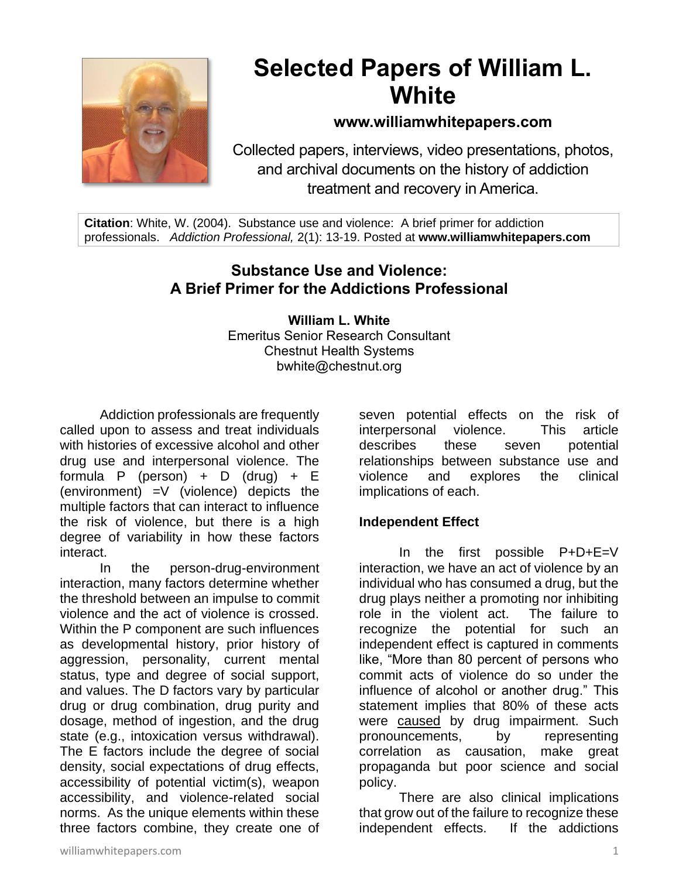# Selected Papers of William L. White

**www.williamwhitepapers.com**

Collected papers, interviews, video presentations, photos, and archival documents on the history of addiction treatment and recovery in America.

**Citation**: White, W. (2004). Substance use and violence: A brief primer for addiction professionals. *Addiction Professional,* 2(1): 13-19. Posted at **www.williamwhitepapers.com**

## Substance Use and Violence: A Brief Primer for the Addictions Professional

**William L. White**
Emeritus Senior Research Consultant
Chestnut Health Systems
bwhite@chestnut.org

Addiction professionals are frequently called upon to assess and treat individuals with histories of excessive alcohol and other drug use and interpersonal violence. The formula P (person) + D (drug) + E (environment) =V (violence) depicts the multiple factors that can interact to influence the risk of violence, but there is a high degree of variability in how these factors interact.

In the person-drug-environment interaction, many factors determine whether the threshold between an impulse to commit violence and the act of violence is crossed. Within the P component are such influences as developmental history, prior history of aggression, personality, current mental status, type and degree of social support, and values. The D factors vary by particular drug or drug combination, drug purity and dosage, method of ingestion, and the drug state (e.g., intoxication versus withdrawal). The E factors include the degree of social density, social expectations of drug effects, accessibility of potential victim(s), weapon accessibility, and violence-related social norms. As the unique elements within these three factors combine, they create one of seven potential effects on the risk of interpersonal violence. This article describes these seven potential relationships between substance use and violence and explores the clinical implications of each.

### Independent Effect

In the first possible P+D+E=V interaction, we have an act of violence by an individual who has consumed a drug, but the drug plays neither a promoting nor inhibiting role in the violent act. The failure to recognize the potential for such an independent effect is captured in comments like, "More than 80 percent of persons who commit acts of violence do so under the influence of alcohol or another drug." This statement implies that 80% of these acts were caused by drug impairment. Such pronouncements, by representing correlation as causation, make great propaganda but poor science and social policy.

There are also clinical implications that grow out of the failure to recognize these independent effects. If the addictions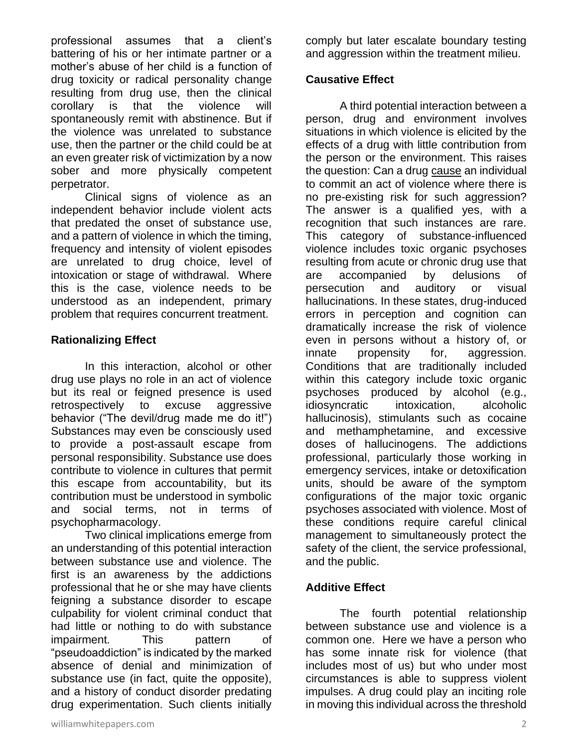professional assumes that a client's battering of his or her intimate partner or a mother's abuse of her child is a function of drug toxicity or radical personality change resulting from drug use, then the clinical corollary is that the violence will spontaneously remit with abstinence. But if the violence was unrelated to substance use, then the partner or the child could be at an even greater risk of victimization by a now sober and more physically competent perpetrator.

Clinical signs of violence as an independent behavior include violent acts that predated the onset of substance use, and a pattern of violence in which the timing, frequency and intensity of violent episodes are unrelated to drug choice, level of intoxication or stage of withdrawal. Where this is the case, violence needs to be understood as an independent, primary problem that requires concurrent treatment.

### Rationalizing Effect

In this interaction, alcohol or other drug use plays no role in an act of violence but its real or feigned presence is used retrospectively to excuse aggressive behavior ("The devil/drug made me do it!") Substances may even be consciously used to provide a post-assault escape from personal responsibility. Substance use does contribute to violence in cultures that permit this escape from accountability, but its contribution must be understood in symbolic and social terms, not in terms of psychopharmacology.

Two clinical implications emerge from an understanding of this potential interaction between substance use and violence. The first is an awareness by the addictions professional that he or she may have clients feigning a substance disorder to escape culpability for violent criminal conduct that had little or nothing to do with substance impairment. This pattern of "pseudoaddiction" is indicated by the marked absence of denial and minimization of substance use (in fact, quite the opposite), and a history of conduct disorder predating drug experimentation. Such clients initially comply but later escalate boundary testing and aggression within the treatment milieu.

### Causative Effect

A third potential interaction between a person, drug and environment involves situations in which violence is elicited by the effects of a drug with little contribution from the person or the environment. This raises the question: Can a drug cause an individual to commit an act of violence where there is no pre-existing risk for such aggression? The answer is a qualified yes, with a recognition that such instances are rare. This category of substance-influenced violence includes toxic organic psychoses resulting from acute or chronic drug use that are accompanied by delusions of persecution and auditory or visual hallucinations. In these states, drug-induced errors in perception and cognition can dramatically increase the risk of violence even in persons without a history of, or innate propensity for, aggression. Conditions that are traditionally included within this category include toxic organic psychoses produced by alcohol (e.g., idiosyncratic intoxication, alcoholic hallucinosis), stimulants such as cocaine and methamphetamine, and excessive doses of hallucinogens. The addictions professional, particularly those working in emergency services, intake or detoxification units, should be aware of the symptom configurations of the major toxic organic psychoses associated with violence. Most of these conditions require careful clinical management to simultaneously protect the safety of the client, the service professional, and the public.

### Additive Effect

The fourth potential relationship between substance use and violence is a common one. Here we have a person who has some innate risk for violence (that includes most of us) but who under most circumstances is able to suppress violent impulses. A drug could play an inciting role in moving this individual across the threshold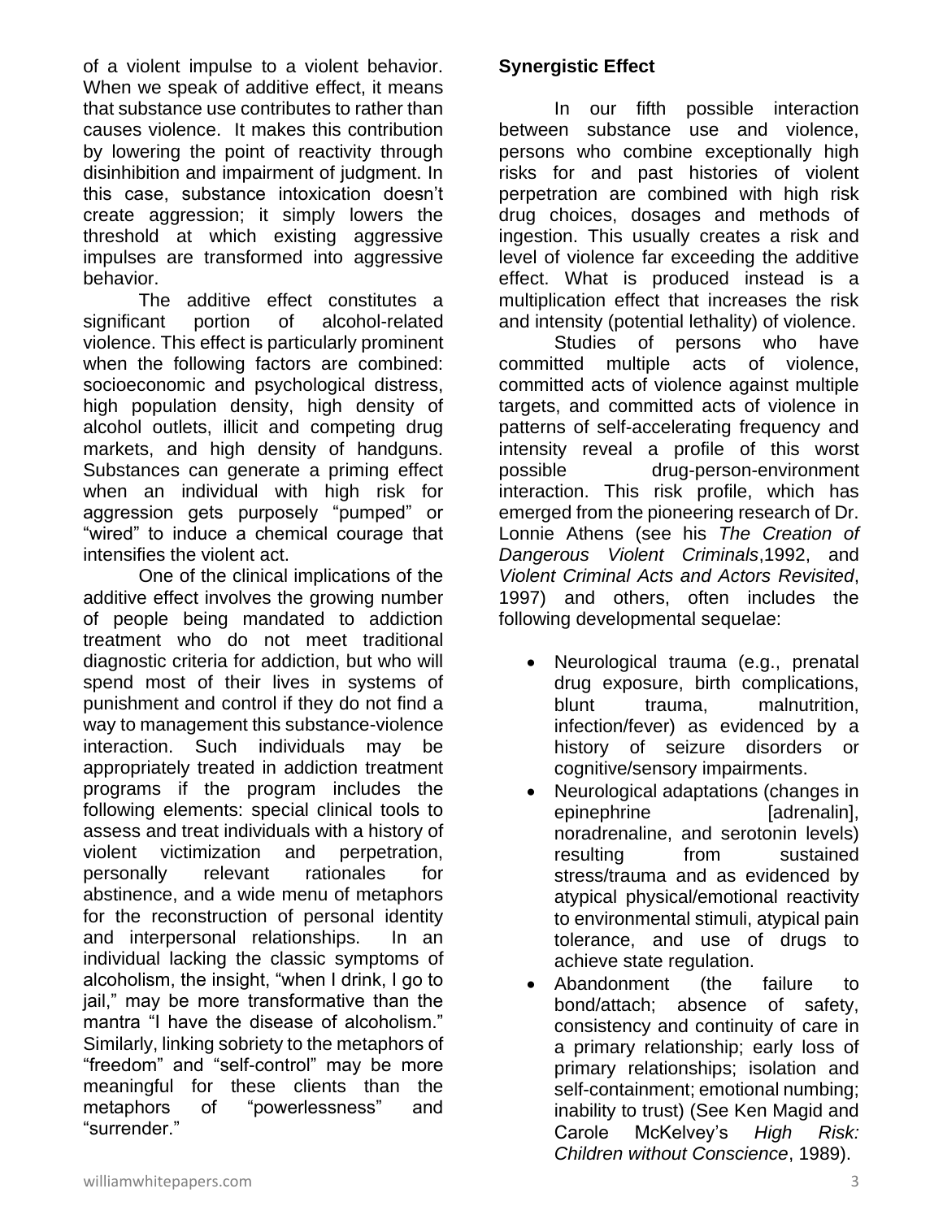of a violent impulse to a violent behavior. When we speak of additive effect, it means that substance use contributes to rather than causes violence. It makes this contribution by lowering the point of reactivity through disinhibition and impairment of judgment. In this case, substance intoxication doesn't create aggression; it simply lowers the threshold at which existing aggressive impulses are transformed into aggressive behavior.

The additive effect constitutes a significant portion of alcohol-related violence. This effect is particularly prominent when the following factors are combined: socioeconomic and psychological distress, high population density, high density of alcohol outlets, illicit and competing drug markets, and high density of handguns. Substances can generate a priming effect when an individual with high risk for aggression gets purposely "pumped" or "wired" to induce a chemical courage that intensifies the violent act.

One of the clinical implications of the additive effect involves the growing number of people being mandated to addiction treatment who do not meet traditional diagnostic criteria for addiction, but who will spend most of their lives in systems of punishment and control if they do not find a way to management this substance-violence interaction. Such individuals may be appropriately treated in addiction treatment programs if the program includes the following elements: special clinical tools to assess and treat individuals with a history of violent victimization and perpetration, personally relevant rationales for abstinence, and a wide menu of metaphors for the reconstruction of personal identity and interpersonal relationships. In an individual lacking the classic symptoms of alcoholism, the insight, "when I drink, I go to jail," may be more transformative than the mantra "I have the disease of alcoholism." Similarly, linking sobriety to the metaphors of "freedom" and "self-control" may be more meaningful for these clients than the metaphors of "powerlessness" and "surrender."

**Synergistic Effect**

In our fifth possible interaction between substance use and violence, persons who combine exceptionally high risks for and past histories of violent perpetration are combined with high risk drug choices, dosages and methods of ingestion. This usually creates a risk and level of violence far exceeding the additive effect. What is produced instead is a multiplication effect that increases the risk and intensity (potential lethality) of violence.

Studies of persons who have committed multiple acts of violence, committed acts of violence against multiple targets, and committed acts of violence in patterns of self-accelerating frequency and intensity reveal a profile of this worst possible drug-person-environment interaction. This risk profile, which has emerged from the pioneering research of Dr. Lonnie Athens (see his *The Creation of Dangerous Violent Criminals*,1992, and *Violent Criminal Acts and Actors Revisited*, 1997) and others, often includes the following developmental sequelae:

- Neurological trauma (e.g., prenatal drug exposure, birth complications, blunt trauma, malnutrition, infection/fever) as evidenced by a history of seizure disorders or cognitive/sensory impairments.
- Neurological adaptations (changes in epinephrine [adrenalin], noradrenaline, and serotonin levels) resulting from sustained stress/trauma and as evidenced by atypical physical/emotional reactivity to environmental stimuli, atypical pain tolerance, and use of drugs to achieve state regulation.
- Abandonment (the failure to bond/attach; absence of safety, consistency and continuity of care in a primary relationship; early loss of primary relationships; isolation and self-containment; emotional numbing; inability to trust) (See Ken Magid and Carole McKelvey's *High Risk: Children without Conscience*, 1989).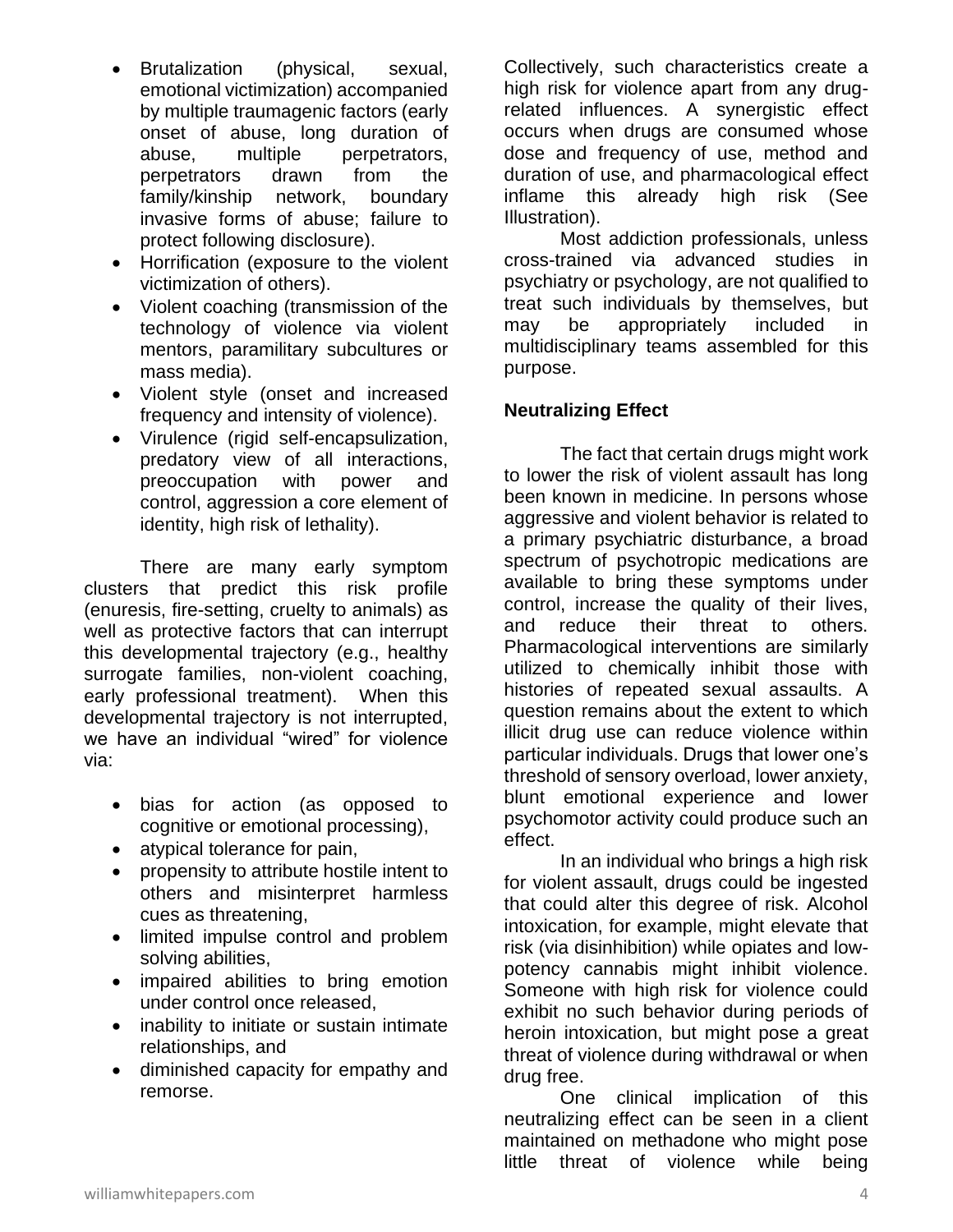- Brutalization (physical, sexual, emotional victimization) accompanied by multiple traumagenic factors (early onset of abuse, long duration of abuse, multiple perpetrators, perpetrators drawn from the family/kinship network, boundary invasive forms of abuse; failure to protect following disclosure).
- Horrification (exposure to the violent victimization of others).
- Violent coaching (transmission of the technology of violence via violent mentors, paramilitary subcultures or mass media).
- Violent style (onset and increased frequency and intensity of violence).
- Virulence (rigid self-encapsulization, predatory view of all interactions, preoccupation with power and control, aggression a core element of identity, high risk of lethality).

There are many early symptom clusters that predict this risk profile (enuresis, fire-setting, cruelty to animals) as well as protective factors that can interrupt this developmental trajectory (e.g., healthy surrogate families, non-violent coaching, early professional treatment). When this developmental trajectory is not interrupted, we have an individual "wired" for violence via:

- bias for action (as opposed to cognitive or emotional processing),
- atypical tolerance for pain,
- propensity to attribute hostile intent to others and misinterpret harmless cues as threatening,
- limited impulse control and problem solving abilities,
- impaired abilities to bring emotion under control once released,
- inability to initiate or sustain intimate relationships, and
- diminished capacity for empathy and remorse.

Collectively, such characteristics create a high risk for violence apart from any drug-related influences. A synergistic effect occurs when drugs are consumed whose dose and frequency of use, method and duration of use, and pharmacological effect inflame this already high risk (See Illustration).

Most addiction professionals, unless cross-trained via advanced studies in psychiatry or psychology, are not qualified to treat such individuals by themselves, but may be appropriately included in multidisciplinary teams assembled for this purpose.

**Neutralizing Effect**

The fact that certain drugs might work to lower the risk of violent assault has long been known in medicine. In persons whose aggressive and violent behavior is related to a primary psychiatric disturbance, a broad spectrum of psychotropic medications are available to bring these symptoms under control, increase the quality of their lives, and reduce their threat to others. Pharmacological interventions are similarly utilized to chemically inhibit those with histories of repeated sexual assaults. A question remains about the extent to which illicit drug use can reduce violence within particular individuals. Drugs that lower one's threshold of sensory overload, lower anxiety, blunt emotional experience and lower psychomotor activity could produce such an effect.

In an individual who brings a high risk for violent assault, drugs could be ingested that could alter this degree of risk. Alcohol intoxication, for example, might elevate that risk (via disinhibition) while opiates and low-potency cannabis might inhibit violence. Someone with high risk for violence could exhibit no such behavior during periods of heroin intoxication, but might pose a great threat of violence during withdrawal or when drug free.

One clinical implication of this neutralizing effect can be seen in a client maintained on methadone who might pose little threat of violence while being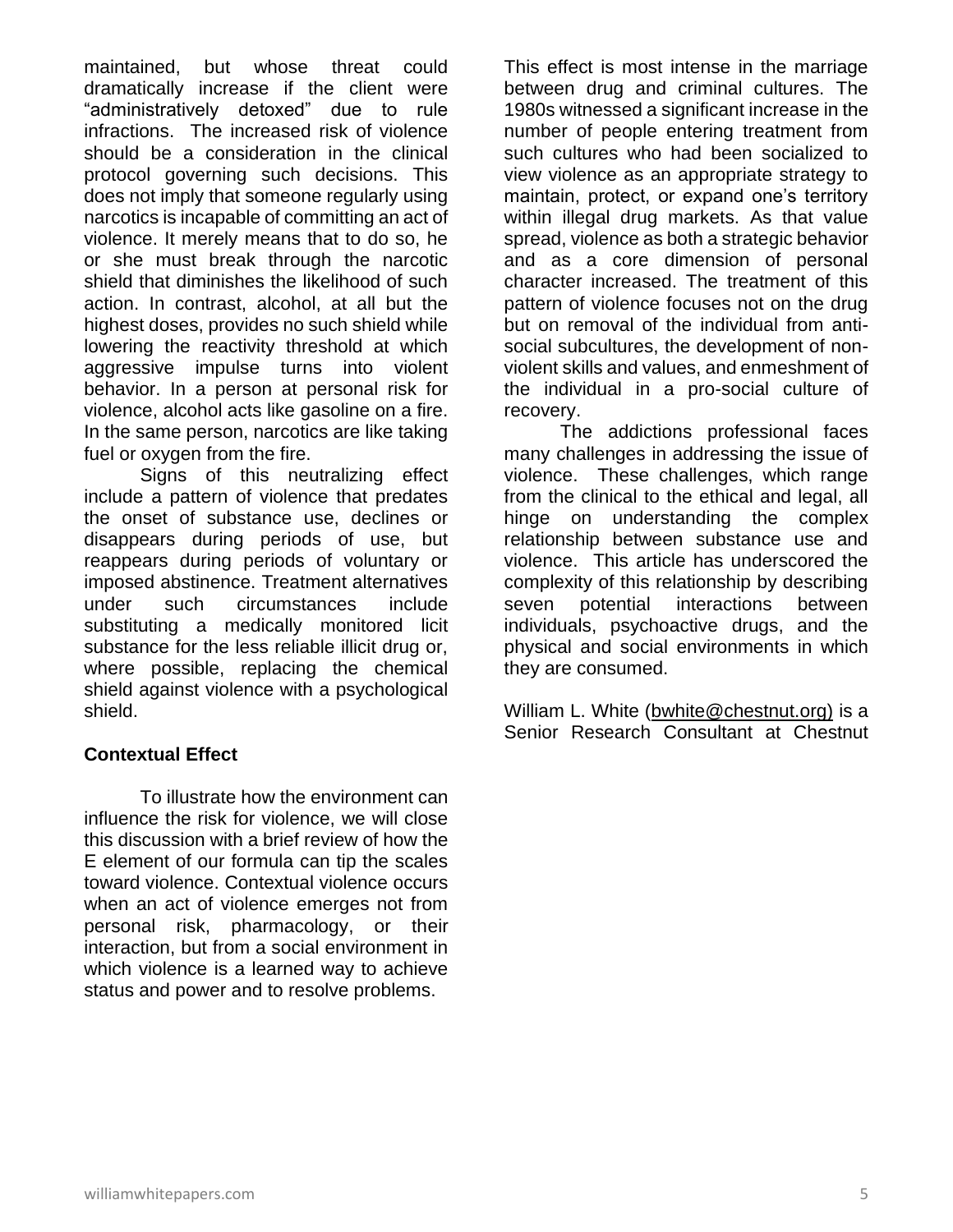maintained, but whose threat could dramatically increase if the client were "administratively detoxed" due to rule infractions. The increased risk of violence should be a consideration in the clinical protocol governing such decisions. This does not imply that someone regularly using narcotics is incapable of committing an act of violence. It merely means that to do so, he or she must break through the narcotic shield that diminishes the likelihood of such action. In contrast, alcohol, at all but the highest doses, provides no such shield while lowering the reactivity threshold at which aggressive impulse turns into violent behavior. In a person at personal risk for violence, alcohol acts like gasoline on a fire. In the same person, narcotics are like taking fuel or oxygen from the fire.

Signs of this neutralizing effect include a pattern of violence that predates the onset of substance use, declines or disappears during periods of use, but reappears during periods of voluntary or imposed abstinence. Treatment alternatives under such circumstances include substituting a medically monitored licit substance for the less reliable illicit drug or, where possible, replacing the chemical shield against violence with a psychological shield.

**Contextual Effect**

To illustrate how the environment can influence the risk for violence, we will close this discussion with a brief review of how the E element of our formula can tip the scales toward violence. Contextual violence occurs when an act of violence emerges not from personal risk, pharmacology, or their interaction, but from a social environment in which violence is a learned way to achieve status and power and to resolve problems.

This effect is most intense in the marriage between drug and criminal cultures. The 1980s witnessed a significant increase in the number of people entering treatment from such cultures who had been socialized to view violence as an appropriate strategy to maintain, protect, or expand one's territory within illegal drug markets. As that value spread, violence as both a strategic behavior and as a core dimension of personal character increased. The treatment of this pattern of violence focuses not on the drug but on removal of the individual from anti-social subcultures, the development of non-violent skills and values, and enmeshment of the individual in a pro-social culture of recovery.

The addictions professional faces many challenges in addressing the issue of violence. These challenges, which range from the clinical to the ethical and legal, all hinge on understanding the complex relationship between substance use and violence. This article has underscored the complexity of this relationship by describing seven potential interactions between individuals, psychoactive drugs, and the physical and social environments in which they are consumed.

William L. White (bwhite@chestnut.org) is a Senior Research Consultant at Chestnut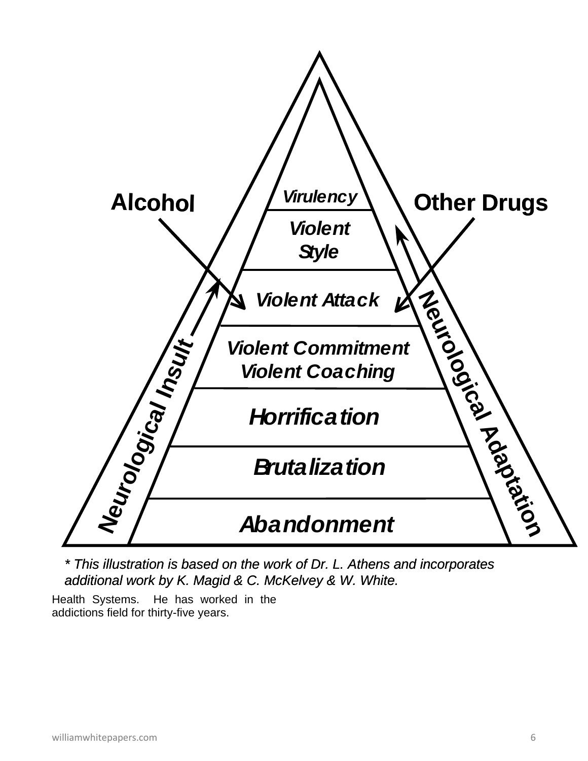Virulency

Violent Style

Violent Attack

Violent Commitment
Violent Coaching

Horrification

Brutalization

Abandonment

Alcohol

Other Drugs

Neurological Insult

Neurological Adaptation

*\* This illustration is based on the work of Dr. L. Athens and incorporates additional work by K. Magid & C. McKelvey & W. White.*

Health Systems. He has worked in the addictions field for thirty-five years.